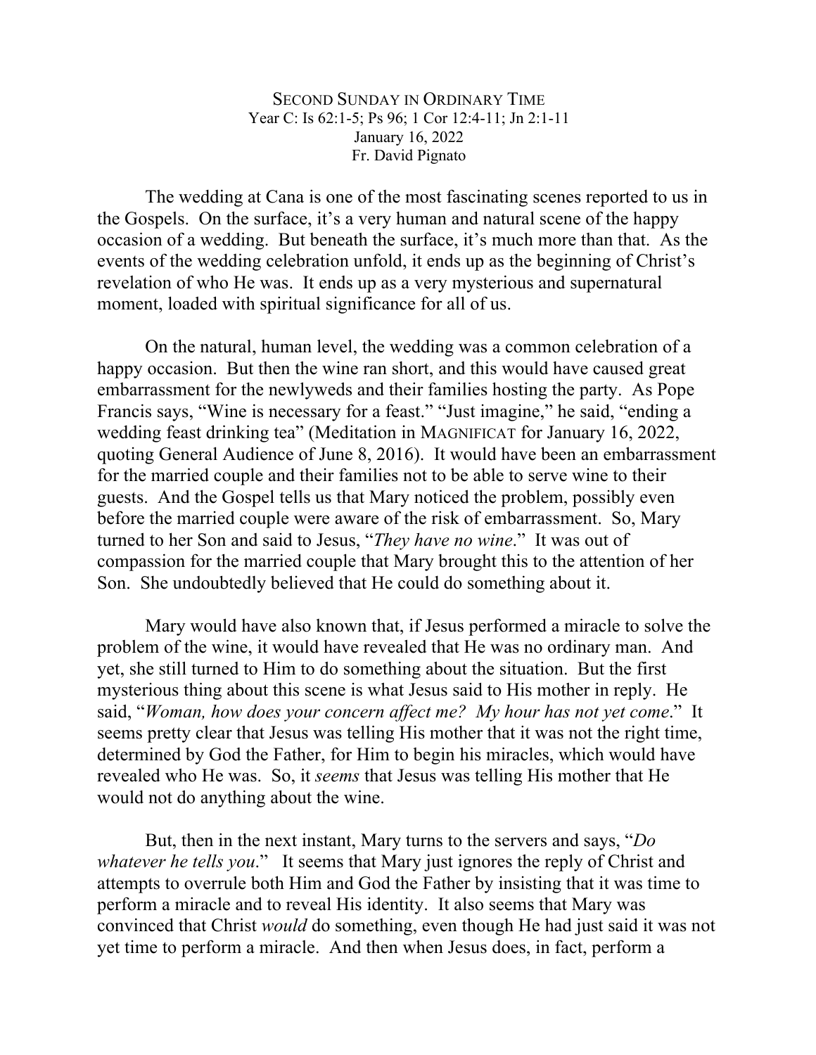# SECOND SUNDAY IN ORDINARY TIME

Year C: Is 62:1-5; Ps 96; 1 Cor 12:4-11; Jn 2:1-11
January 16, 2022
Fr. David Pignato

The wedding at Cana is one of the most fascinating scenes reported to us in the Gospels. On the surface, it's a very human and natural scene of the happy occasion of a wedding. But beneath the surface, it's much more than that. As the events of the wedding celebration unfold, it ends up as the beginning of Christ's revelation of who He was. It ends up as a very mysterious and supernatural moment, loaded with spiritual significance for all of us.

On the natural, human level, the wedding was a common celebration of a happy occasion. But then the wine ran short, and this would have caused great embarrassment for the newlyweds and their families hosting the party. As Pope Francis says, "Wine is necessary for a feast." "Just imagine," he said, "ending a wedding feast drinking tea" (Meditation in MAGNIFICAT for January 16, 2022, quoting General Audience of June 8, 2016). It would have been an embarrassment for the married couple and their families not to be able to serve wine to their guests. And the Gospel tells us that Mary noticed the problem, possibly even before the married couple were aware of the risk of embarrassment. So, Mary turned to her Son and said to Jesus, "*They have no wine*." It was out of compassion for the married couple that Mary brought this to the attention of her Son. She undoubtedly believed that He could do something about it.

Mary would have also known that, if Jesus performed a miracle to solve the problem of the wine, it would have revealed that He was no ordinary man. And yet, she still turned to Him to do something about the situation. But the first mysterious thing about this scene is what Jesus said to His mother in reply. He said, "*Woman, how does your concern affect me? My hour has not yet come*." It seems pretty clear that Jesus was telling His mother that it was not the right time, determined by God the Father, for Him to begin his miracles, which would have revealed who He was. So, it *seems* that Jesus was telling His mother that He would not do anything about the wine.

But, then in the next instant, Mary turns to the servers and says, "*Do whatever he tells you*." It seems that Mary just ignores the reply of Christ and attempts to overrule both Him and God the Father by insisting that it was time to perform a miracle and to reveal His identity. It also seems that Mary was convinced that Christ *would* do something, even though He had just said it was not yet time to perform a miracle. And then when Jesus does, in fact, perform a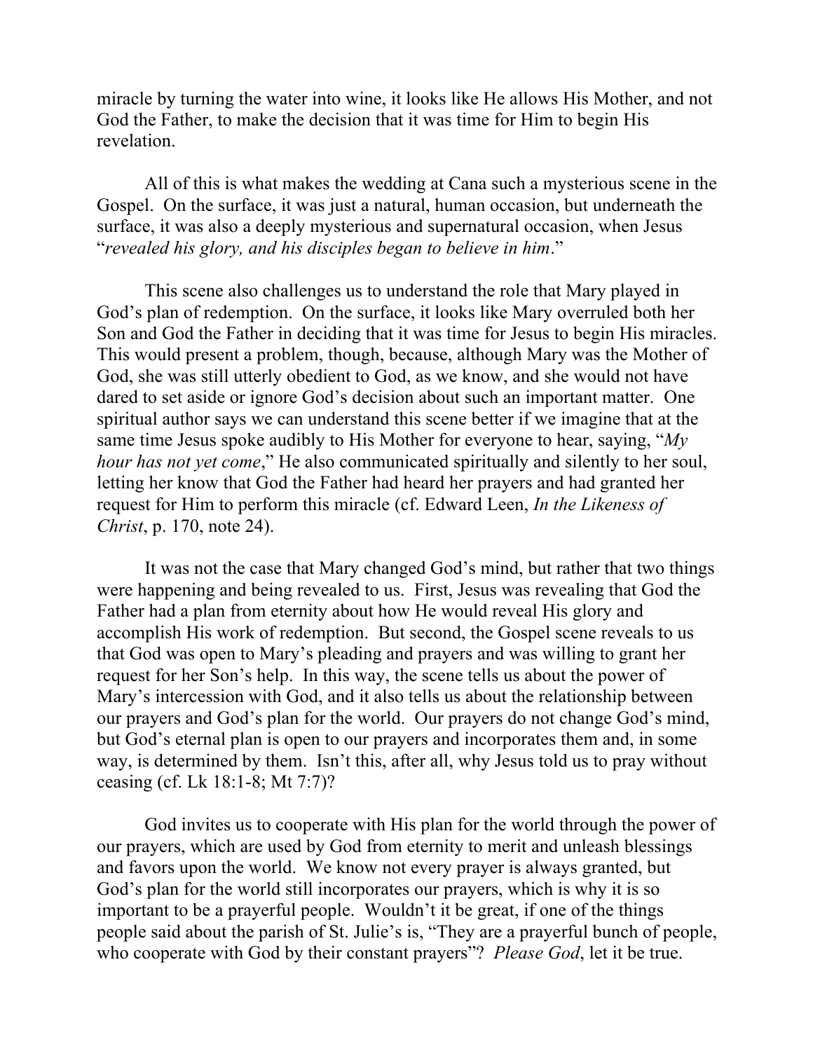miracle by turning the water into wine, it looks like He allows His Mother, and not God the Father, to make the decision that it was time for Him to begin His revelation.

All of this is what makes the wedding at Cana such a mysterious scene in the Gospel. On the surface, it was just a natural, human occasion, but underneath the surface, it was also a deeply mysterious and supernatural occasion, when Jesus "*revealed his glory, and his disciples began to believe in him*."

This scene also challenges us to understand the role that Mary played in God's plan of redemption. On the surface, it looks like Mary overruled both her Son and God the Father in deciding that it was time for Jesus to begin His miracles. This would present a problem, though, because, although Mary was the Mother of God, she was still utterly obedient to God, as we know, and she would not have dared to set aside or ignore God's decision about such an important matter. One spiritual author says we can understand this scene better if we imagine that at the same time Jesus spoke audibly to His Mother for everyone to hear, saying, "*My hour has not yet come*," He also communicated spiritually and silently to her soul, letting her know that God the Father had heard her prayers and had granted her request for Him to perform this miracle (cf. Edward Leen, *In the Likeness of Christ*, p. 170, note 24).

It was not the case that Mary changed God's mind, but rather that two things were happening and being revealed to us. First, Jesus was revealing that God the Father had a plan from eternity about how He would reveal His glory and accomplish His work of redemption. But second, the Gospel scene reveals to us that God was open to Mary's pleading and prayers and was willing to grant her request for her Son's help. In this way, the scene tells us about the power of Mary's intercession with God, and it also tells us about the relationship between our prayers and God's plan for the world. Our prayers do not change God's mind, but God's eternal plan is open to our prayers and incorporates them and, in some way, is determined by them. Isn't this, after all, why Jesus told us to pray without ceasing (cf. Lk 18:1-8; Mt 7:7)?

God invites us to cooperate with His plan for the world through the power of our prayers, which are used by God from eternity to merit and unleash blessings and favors upon the world. We know not every prayer is always granted, but God's plan for the world still incorporates our prayers, which is why it is so important to be a prayerful people. Wouldn't it be great, if one of the things people said about the parish of St. Julie's is, "They are a prayerful bunch of people, who cooperate with God by their constant prayers"? *Please God*, let it be true.